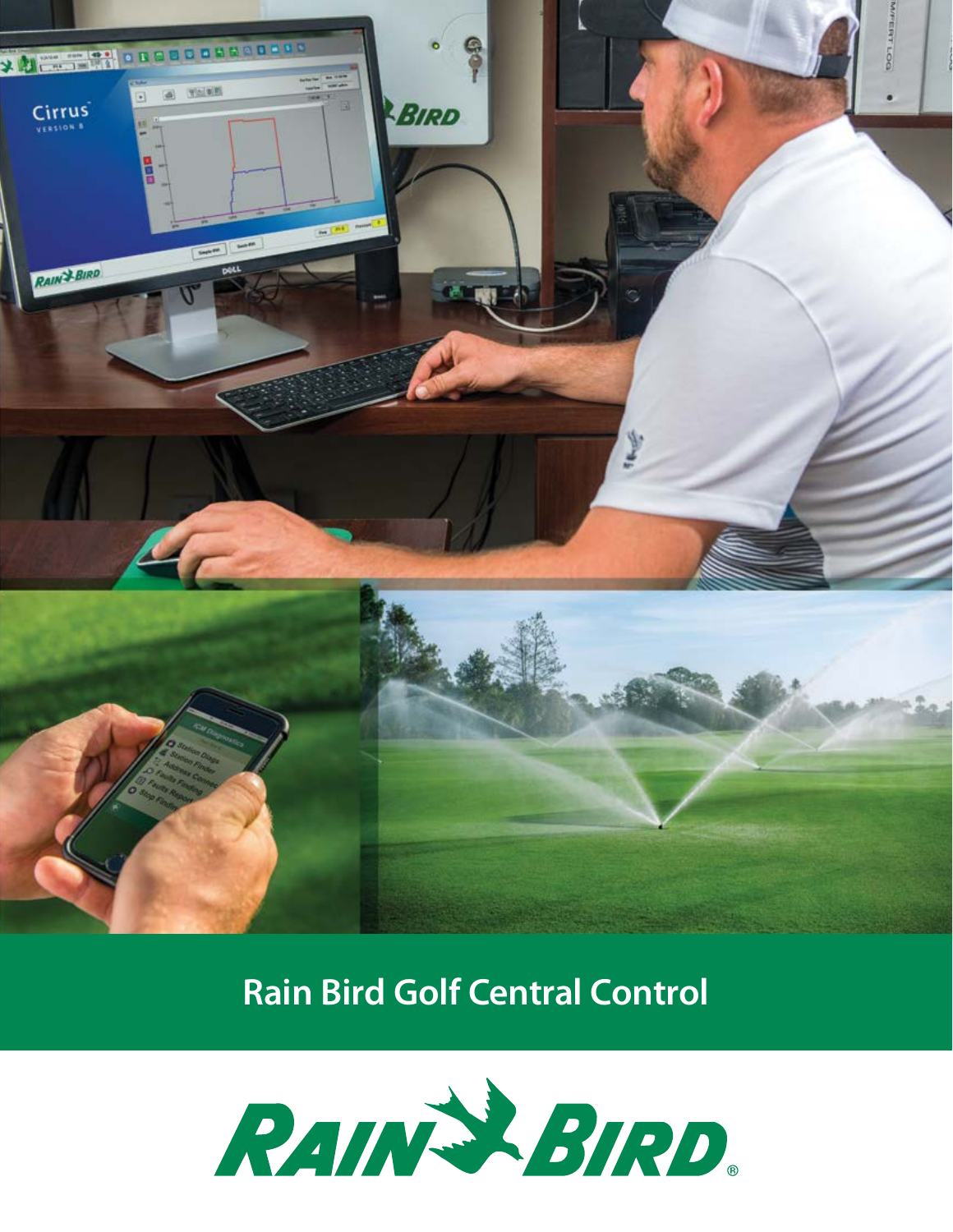# Rain Bird Golf Central Control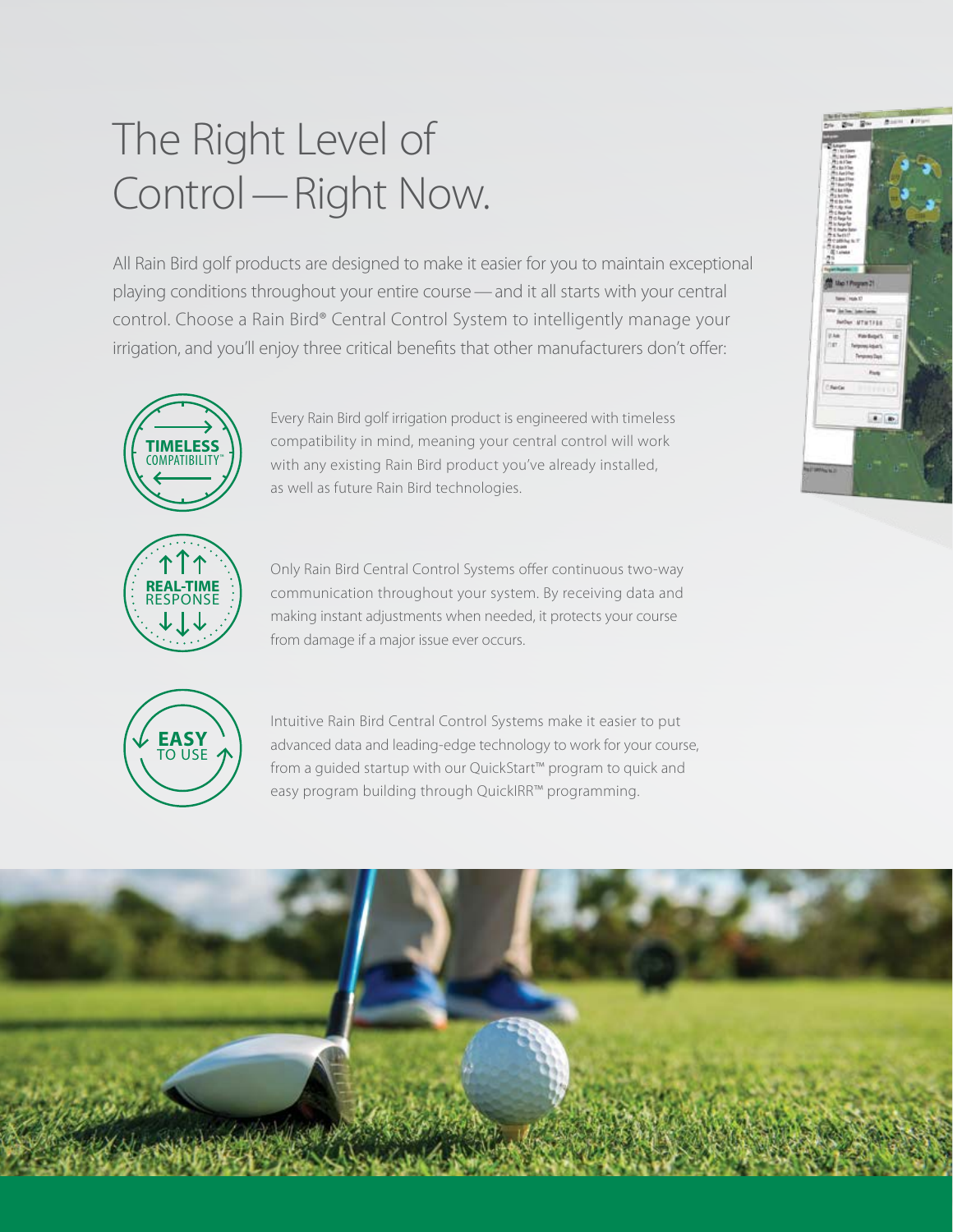# The Right Level of Control — Right Now.

All Rain Bird golf products are designed to make it easier for you to maintain exceptional playing conditions throughout your entire course — and it all starts with your central control. Choose a Rain Bird® Central Control System to intelligently manage your irrigation, and you'll enjoy three critical benefits that other manufacturers don't offer:

**TIMELESS** COMPATIBILITY™

Every Rain Bird golf irrigation product is engineered with timeless compatibility in mind, meaning your central control will work with any existing Rain Bird product you've already installed, as well as future Rain Bird technologies.

**REAL-TIME** RESPONSE

Only Rain Bird Central Control Systems offer continuous two-way communication throughout your system. By receiving data and making instant adjustments when needed, it protects your course from damage if a major issue ever occurs.

**EASY** TO USE

Intuitive Rain Bird Central Control Systems make it easier to put advanced data and leading-edge technology to work for your course, from a guided startup with our QuickStart™ program to quick and easy program building through QuickIRR™ programming.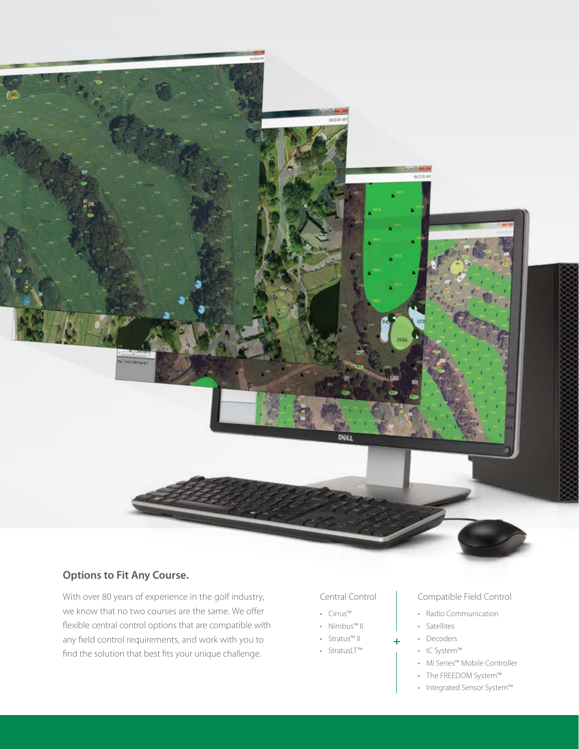## Options to Fit Any Course.

With over 80 years of experience in the golf industry, we know that no two courses are the same. We offer flexible central control options that are compatible with any field control requirements, and work with you to find the solution that best fits your unique challenge.

Central Control

- Cirrus™
- Nimbus™ II
- Stratus™ II
- StratusLT™

+

Compatible Field Control

- Radio Communication
- Satellites
- Decoders
- IC System™
- MI Series™ Mobile Controller
- The FREEDOM System™
- Integrated Sensor System™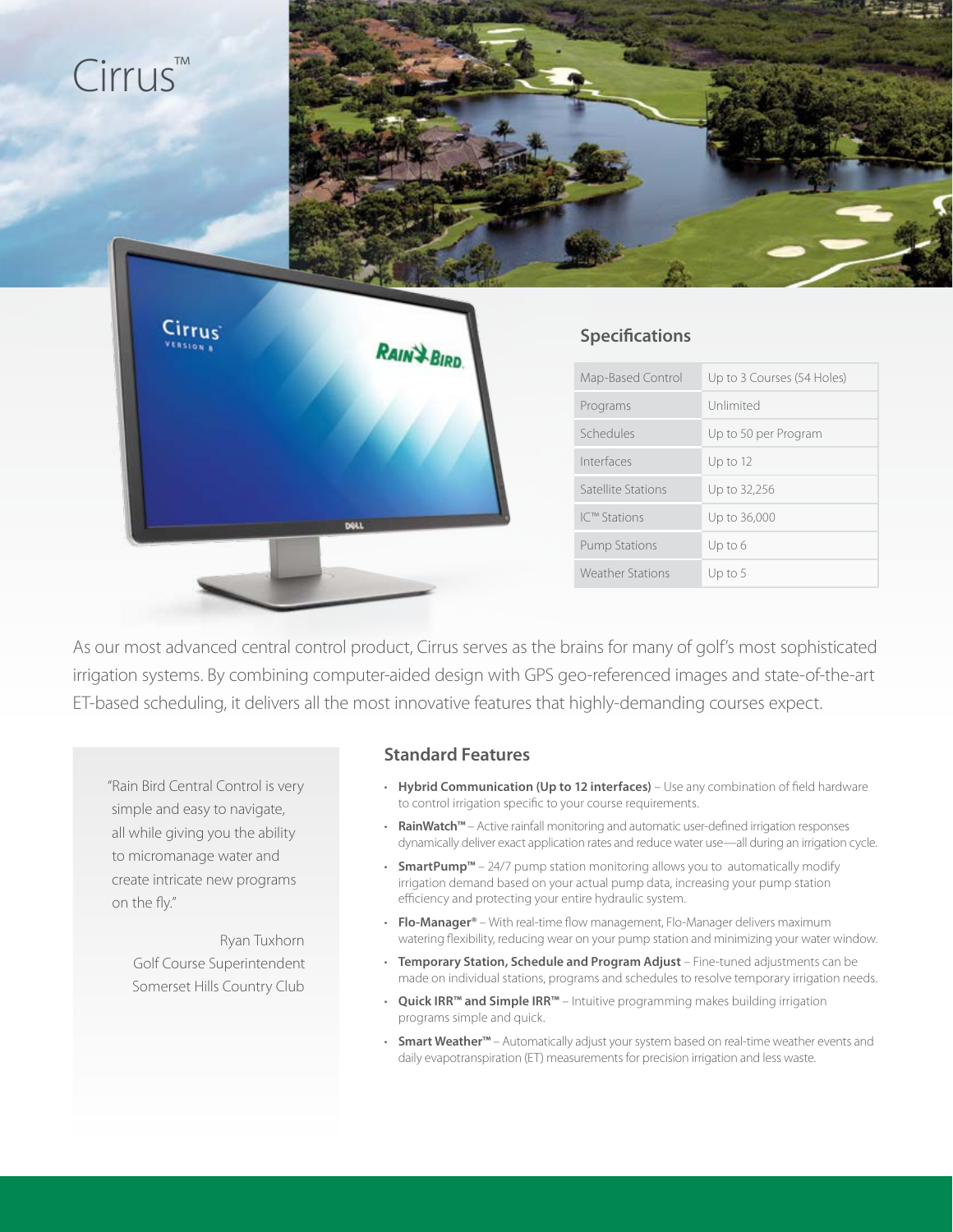# Cirrus™

## Specifications

| | |
|---|---|
| Map-Based Control | Up to 3 Courses (54 Holes) |
| Programs | Unlimited |
| Schedules | Up to 50 per Program |
| Interfaces | Up to 12 |
| Satellite Stations | Up to 32,256 |
| IC™ Stations | Up to 36,000 |
| Pump Stations | Up to 6 |
| Weather Stations | Up to 5 |

As our most advanced central control product, Cirrus serves as the brains for many of golf's most sophisticated irrigation systems. By combining computer-aided design with GPS geo-referenced images and state-of-the-art ET-based scheduling, it delivers all the most innovative features that highly-demanding courses expect.

"Rain Bird Central Control is very simple and easy to navigate, all while giving you the ability to micromanage water and create intricate new programs on the fly."

Ryan Tuxhorn
Golf Course Superintendent
Somerset Hills Country Club

## Standard Features

- **Hybrid Communication (Up to 12 interfaces)** – Use any combination of field hardware to control irrigation specific to your course requirements.
- **RainWatch™** – Active rainfall monitoring and automatic user-defined irrigation responses dynamically deliver exact application rates and reduce water use—all during an irrigation cycle.
- **SmartPump™** – 24/7 pump station monitoring allows you to automatically modify irrigation demand based on your actual pump data, increasing your pump station efficiency and protecting your entire hydraulic system.
- **Flo-Manager®** – With real-time flow management, Flo-Manager delivers maximum watering flexibility, reducing wear on your pump station and minimizing your water window.
- **Temporary Station, Schedule and Program Adjust** – Fine-tuned adjustments can be made on individual stations, programs and schedules to resolve temporary irrigation needs.
- **Quick IRR™ and Simple IRR™** – Intuitive programming makes building irrigation programs simple and quick.
- **Smart Weather™** – Automatically adjust your system based on real-time weather events and daily evapotranspiration (ET) measurements for precision irrigation and less waste.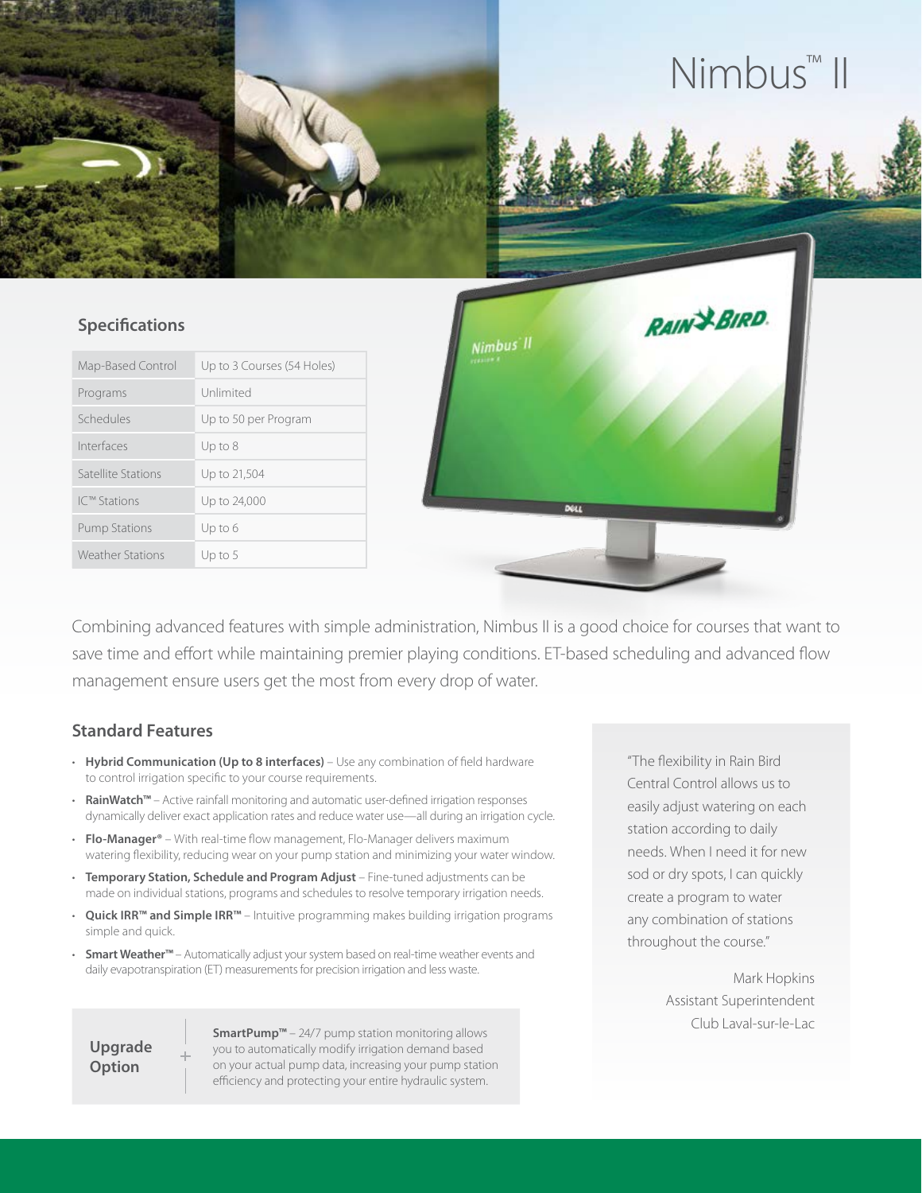# Nimbus™ II

## Specifications

| | |
|---|---|
| Map-Based Control | Up to 3 Courses (54 Holes) |
| Programs | Unlimited |
| Schedules | Up to 50 per Program |
| Interfaces | Up to 8 |
| Satellite Stations | Up to 21,504 |
| IC™ Stations | Up to 24,000 |
| Pump Stations | Up to 6 |
| Weather Stations | Up to 5 |

Combining advanced features with simple administration, Nimbus II is a good choice for courses that want to save time and effort while maintaining premier playing conditions. ET-based scheduling and advanced flow management ensure users get the most from every drop of water.

## Standard Features

- **Hybrid Communication (Up to 8 interfaces)** – Use any combination of field hardware to control irrigation specific to your course requirements.
- **RainWatch™** – Active rainfall monitoring and automatic user-defined irrigation responses dynamically deliver exact application rates and reduce water use—all during an irrigation cycle.
- **Flo-Manager®** – With real-time flow management, Flo-Manager delivers maximum watering flexibility, reducing wear on your pump station and minimizing your water window.
- **Temporary Station, Schedule and Program Adjust** – Fine-tuned adjustments can be made on individual stations, programs and schedules to resolve temporary irrigation needs.
- **Quick IRR™ and Simple IRR™** – Intuitive programming makes building irrigation programs simple and quick.
- **Smart Weather™** – Automatically adjust your system based on real-time weather events and daily evapotranspiration (ET) measurements for precision irrigation and less waste.

**Upgrade Option** +

**SmartPump™** – 24/7 pump station monitoring allows you to automatically modify irrigation demand based on your actual pump data, increasing your pump station efficiency and protecting your entire hydraulic system.

"The flexibility in Rain Bird Central Control allows us to easily adjust watering on each station according to daily needs. When I need it for new sod or dry spots, I can quickly create a program to water any combination of stations throughout the course."

Mark Hopkins
Assistant Superintendent
Club Laval-sur-le-Lac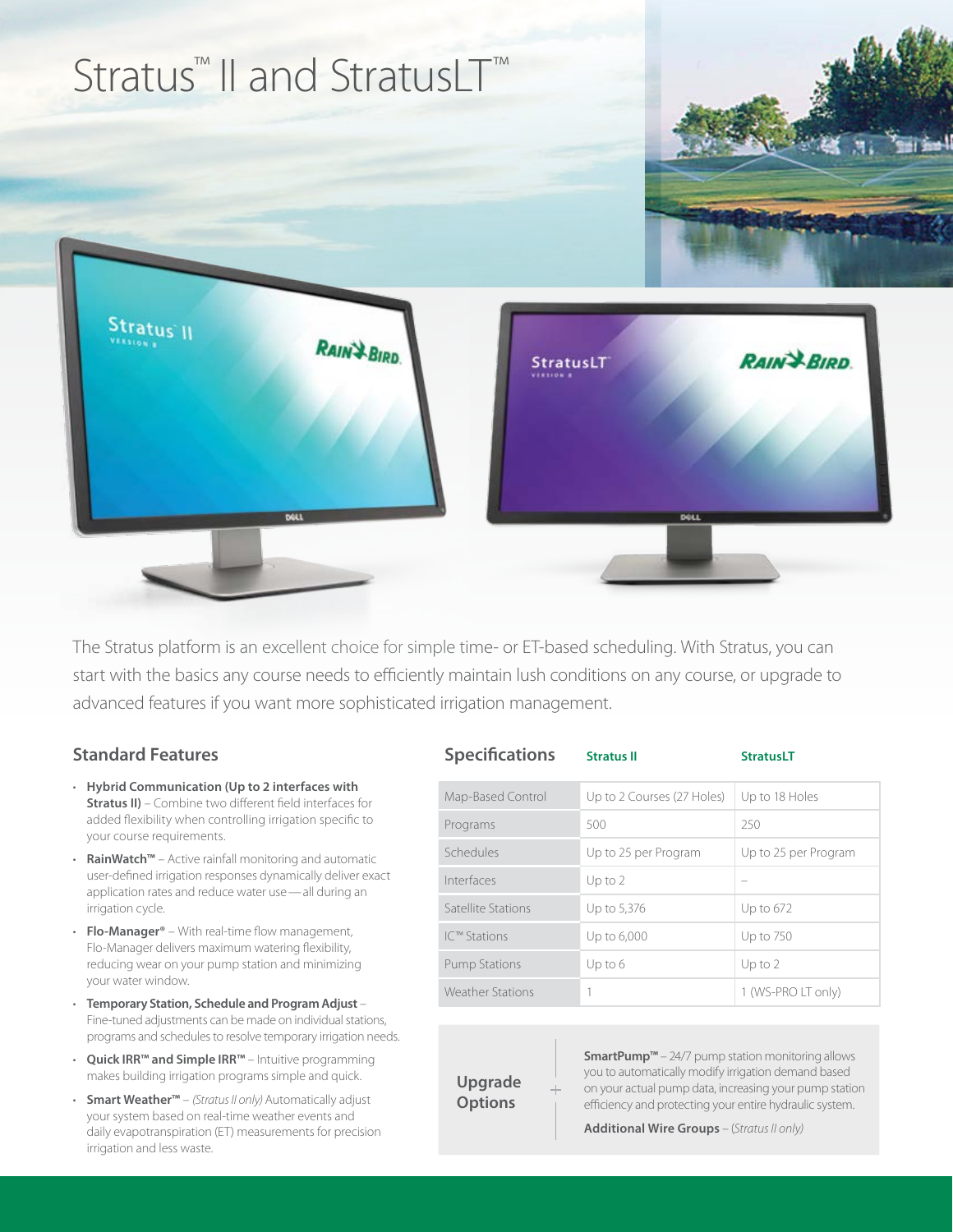# Stratus™ II and StratusLT™

The Stratus platform is an excellent choice for simple time- or ET-based scheduling. With Stratus, you can start with the basics any course needs to efficiently maintain lush conditions on any course, or upgrade to advanced features if you want more sophisticated irrigation management.

## Standard Features

- **Hybrid Communication (Up to 2 interfaces with Stratus II)** – Combine two different field interfaces for added flexibility when controlling irrigation specific to your course requirements.
- **RainWatch™** – Active rainfall monitoring and automatic user-defined irrigation responses dynamically deliver exact application rates and reduce water use—all during an irrigation cycle.
- **Flo-Manager®** – With real-time flow management, Flo-Manager delivers maximum watering flexibility, reducing wear on your pump station and minimizing your water window.
- **Temporary Station, Schedule and Program Adjust** – Fine-tuned adjustments can be made on individual stations, programs and schedules to resolve temporary irrigation needs.
- **Quick IRR™ and Simple IRR™** – Intuitive programming makes building irrigation programs simple and quick.
- **Smart Weather™** – *(Stratus II only)* Automatically adjust your system based on real-time weather events and daily evapotranspiration (ET) measurements for precision irrigation and less waste.

## Specifications

| Specifications | Stratus II | StratusLT |
|---|---|---|
| Map-Based Control | Up to 2 Courses (27 Holes) | Up to 18 Holes |
| Programs | 500 | 250 |
| Schedules | Up to 25 per Program | Up to 25 per Program |
| Interfaces | Up to 2 | – |
| Satellite Stations | Up to 5,376 | Up to 672 |
| IC™ Stations | Up to 6,000 | Up to 750 |
| Pump Stations | Up to 6 | Up to 2 |
| Weather Stations | 1 | 1 (WS-PRO LT only) |

## Upgrade Options

**SmartPump™** – 24/7 pump station monitoring allows you to automatically modify irrigation demand based on your actual pump data, increasing your pump station efficiency and protecting your entire hydraulic system.

**Additional Wire Groups** – *(Stratus II only)*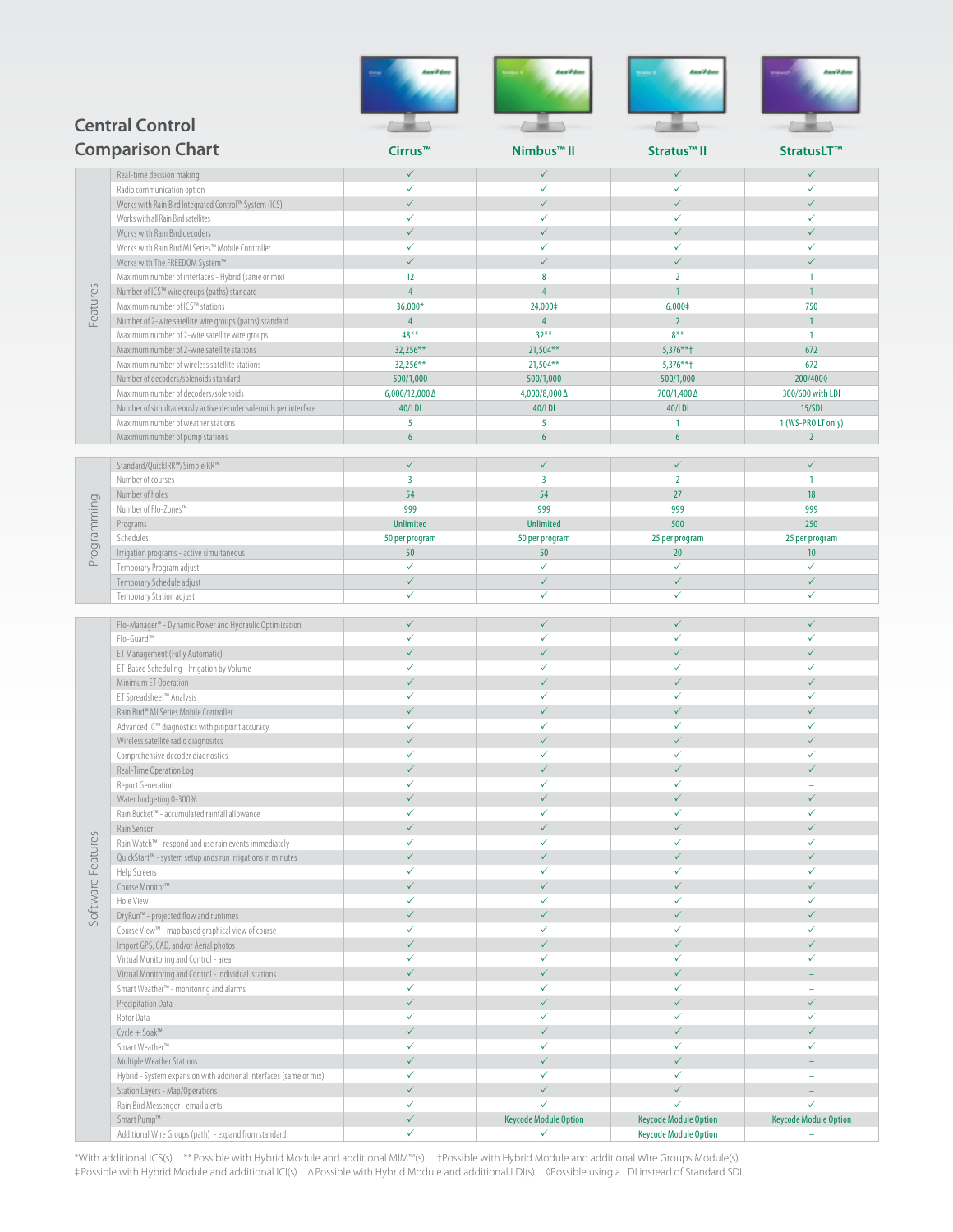# Central Control Comparison Chart

| Section | Feature | Cirrus™ | Nimbus™ II | Stratus™ II | StratusLT™ |
|---|---|---|---|---|---|
| Features | Real-time decision making | ✓ | ✓ | ✓ | ✓ |
| | Radio communication option | ✓ | ✓ | ✓ | ✓ |
| | Works with Rain Bird Integrated Control™ System (ICS) | ✓ | ✓ | ✓ | ✓ |
| | Works with all Rain Bird satellites | ✓ | ✓ | ✓ | ✓ |
| | Works with Rain Bird decoders | ✓ | ✓ | ✓ | ✓ |
| | Works with Rain Bird MI Series™ Mobile Controller | ✓ | ✓ | ✓ | ✓ |
| | Works with The FREEDOM System™ | ✓ | ✓ | ✓ | ✓ |
| | Maximum number of interfaces - Hybrid (same or mix) | 12 | 8 | 2 | 1 |
| | Number of ICS™ wire groups (paths) standard | 4 | 4 | 1 | 1 |
| | Maximum number of ICS™ stations | 36,000* | 24,000‡ | 6,000‡ | 750 |
| | Number of 2-wire satellite wire groups (paths) standard | 4 | 4 | 2 | 1 |
| | Maximum number of 2-wire satellite wire groups | 48** | 32** | 8** | 1 |
| | Maximum number of 2-wire satellite stations | 32,256** | 21,504** | 5,376**† | 672 |
| | Maximum number of wireless satellite stations | 32,256** | 21,504** | 5,376**† | 672 |
| | Number of decoders/solenoids standard | 500/1,000 | 500/1,000 | 500/1,000 | 200/400◊ |
| | Maximum number of decoders/solenoids | 6,000/12,000∆ | 4,000/8,000∆ | 700/1,400∆ | 300/600 with LDI |
| | Number of simultaneously active decoder solenoids per interface | 40/LDI | 40/LDI | 40/LDI | 15/SDI |
| | Maximum number of weather stations | 5 | 5 | 1 | 1 (WS-PRO LT only) |
| | Maximum number of pump stations | 6 | 6 | 6 | 2 |
| Programming | Standard/QuickIRR™/SimpleIRR™ | ✓ | ✓ | ✓ | ✓ |
| | Number of courses | 3 | 3 | 2 | 1 |
| | Number of holes | 54 | 54 | 27 | 18 |
| | Number of Flo-Zones™ | 999 | 999 | 999 | 999 |
| | Programs | Unlimited | Unlimited | 500 | 250 |
| | Schedules | 50 per program | 50 per program | 25 per program | 25 per program |
| | Irrigation programs - active simultaneous | 50 | 50 | 20 | 10 |
| | Temporary Program adjust | ✓ | ✓ | ✓ | ✓ |
| | Temporary Schedule adjust | ✓ | ✓ | ✓ | ✓ |
| | Temporary Station adjust | ✓ | ✓ | ✓ | ✓ |
| Software Features | Flo-Manager® - Dynamic Power and Hydraulic Optimization | ✓ | ✓ | ✓ | ✓ |
| | Flo-Guard™ | ✓ | ✓ | ✓ | ✓ |
| | ET Management (Fully Automatic) | ✓ | ✓ | ✓ | ✓ |
| | ET-Based Scheduling - Irrigation by Volume | ✓ | ✓ | ✓ | ✓ |
| | Minimum ET Operation | ✓ | ✓ | ✓ | ✓ |
| | ET Spreadsheet™ Analysis | ✓ | ✓ | ✓ | ✓ |
| | Rain Bird® MI Series Mobile Controller | ✓ | ✓ | ✓ | ✓ |
| | Advanced IC™ diagnostics with pinpoint accuracy | ✓ | ✓ | ✓ | ✓ |
| | Wireless satellite radio diagnositcs | ✓ | ✓ | ✓ | ✓ |
| | Comprehensive decoder diagnostics | ✓ | ✓ | ✓ | ✓ |
| | Real-Time Operation Log | ✓ | ✓ | ✓ | ✓ |
| | Report Generation | ✓ | ✓ | ✓ | – |
| | Water budgeting 0-300% | ✓ | ✓ | ✓ | ✓ |
| | Rain Bucket™ - accumulated rainfall allowance | ✓ | ✓ | ✓ | ✓ |
| | Rain Sensor | ✓ | ✓ | ✓ | ✓ |
| | Rain Watch™ - respond and use rain events immediately | ✓ | ✓ | ✓ | ✓ |
| | QuickStart™ - system setup ands run irrigations in minutes | ✓ | ✓ | ✓ | ✓ |
| | Help Screens | ✓ | ✓ | ✓ | ✓ |
| | Course Monitor™ | ✓ | ✓ | ✓ | ✓ |
| | Hole View | ✓ | ✓ | ✓ | ✓ |
| | DryRun™ - projected flow and runtimes | ✓ | ✓ | ✓ | ✓ |
| | Course View™ - map based graphical view of course | ✓ | ✓ | ✓ | ✓ |
| | Import GPS, CAD, and/or Aerial photos | ✓ | ✓ | ✓ | ✓ |
| | Virtual Monitoring and Control - area | ✓ | ✓ | ✓ | ✓ |
| | Virtual Monitoring and Control - individual stations | ✓ | ✓ | ✓ | – |
| | Smart Weather™ - monitoring and alarms | ✓ | ✓ | ✓ | – |
| | Precipitation Data | ✓ | ✓ | ✓ | ✓ |
| | Rotor Data | ✓ | ✓ | ✓ | ✓ |
| | Cycle + Soak™ | ✓ | ✓ | ✓ | ✓ |
| | Smart Weather™ | ✓ | ✓ | ✓ | ✓ |
| | Multiple Weather Stations | ✓ | ✓ | ✓ | – |
| | Hybrid - System expansion with additional interfaces (same or mix) | ✓ | ✓ | ✓ | – |
| | Station Layers - Map/Operations | ✓ | ✓ | ✓ | – |
| | Rain Bird Messenger - email alerts | ✓ | ✓ | ✓ | ✓ |
| | Smart Pump™ | ✓ | Keycode Module Option | Keycode Module Option | Keycode Module Option |
| | Additional Wire Groups (path) - expand from standard | ✓ | ✓ | Keycode Module Option | – |

*With additional ICS(s) **Possible with Hybrid Module and additional MIM™(s) †Possible with Hybrid Module and additional Wire Groups Module(s)
‡Possible with Hybrid Module and additional ICI(s) ∆Possible with Hybrid Module and additional LDI(s) ◊Possible using a LDI instead of Standard SDI.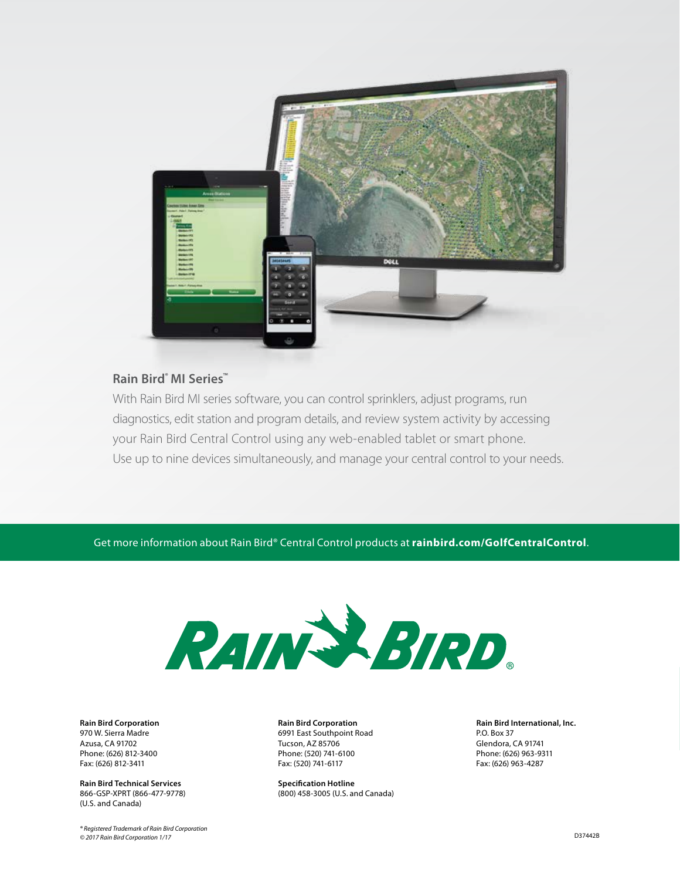## Rain Bird® MI Series™

With Rain Bird MI series software, you can control sprinklers, adjust programs, run diagnostics, edit station and program details, and review system activity by accessing your Rain Bird Central Control using any web-enabled tablet or smart phone. Use up to nine devices simultaneously, and manage your central control to your needs.

Get more information about Rain Bird® Central Control products at **rainbird.com/GolfCentralControl**.

**Rain Bird Corporation**
970 W. Sierra Madre
Azusa, CA 91702
Phone: (626) 812-3400
Fax: (626) 812-3411

**Rain Bird Technical Services**
866-GSP-XPRT (866-477-9778)
(U.S. and Canada)

**Rain Bird Corporation**
6991 East Southpoint Road
Tucson, AZ 85706
Phone: (520) 741-6100
Fax: (520) 741-6117

**Specification Hotline**
(800) 458-3005 (U.S. and Canada)

**Rain Bird International, Inc.**
P.O. Box 37
Glendora, CA 91741
Phone: (626) 963-9311
Fax: (626) 963-4287

*® Registered Trademark of Rain Bird Corporation*
*© 2017 Rain Bird Corporation 1/17*

D37442B